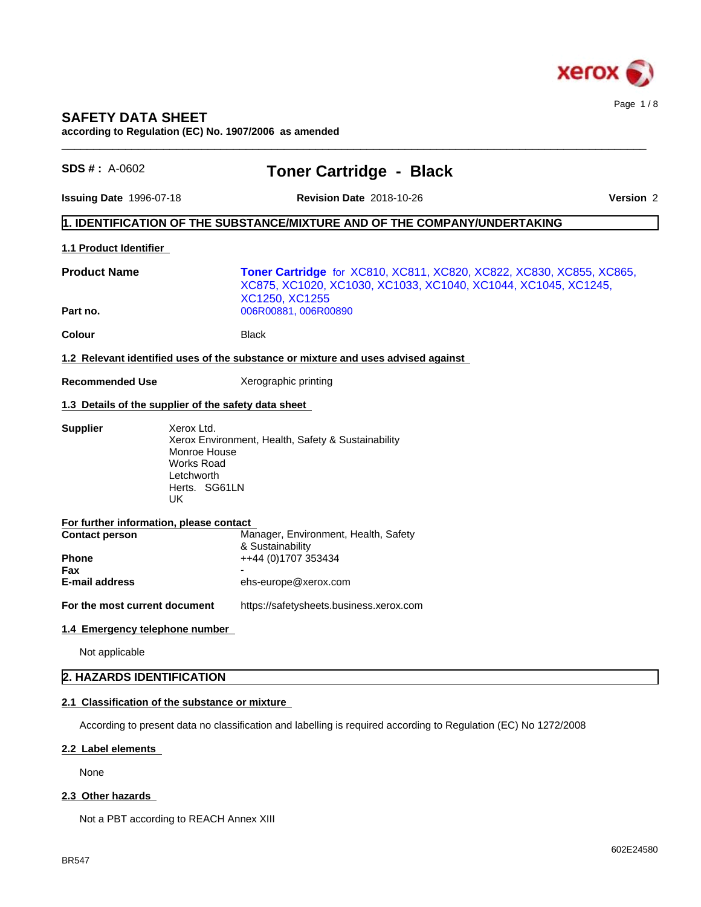# SAFETY DATA SHEET

**according to Regulation (EC) No. 1907/2006 as amended**

**SDS # :** A-0602

# Toner Cartridge - Black

**Issuing Date** 1996-07-18 **Revision Date** 2018-10-26 **Version** 2

## 1. IDENTIFICATION OF THE SUBSTANCE/MIXTURE AND OF THE COMPANY/UNDERTAKING

### 1.1 Product Identifier

| | |
|---|---|
| **Product Name** | **Toner Cartridge** for XC810, XC811, XC820, XC822, XC830, XC855, XC865, XC875, XC1020, XC1030, XC1033, XC1040, XC1044, XC1045, XC1245, XC1250, XC1255 |
| **Part no.** | 006R00881, 006R00890 |
| **Colour** | Black |

### 1.2 Relevant identified uses of the substance or mixture and uses advised against

**Recommended Use** Xerographic printing

### 1.3 Details of the supplier of the safety data sheet

**Supplier**
Xerox Ltd.
Xerox Environment, Health, Safety & Sustainability
Monroe House
Works Road
Letchworth
Herts. SG61LN
UK

**For further information, please contact**

| | |
|---|---|
| **Contact person** | Manager, Environment, Health, Safety & Sustainability |
| **Phone** | ++44 (0)1707 353434 |
| **Fax** | - |
| **E-mail address** | ehs-europe@xerox.com |
| **For the most current document** | https://safetysheets.business.xerox.com |

### 1.4 Emergency telephone number

Not applicable

## 2. HAZARDS IDENTIFICATION

### 2.1 Classification of the substance or mixture

According to present data no classification and labelling is required according to Regulation (EC) No 1272/2008

### 2.2 Label elements

None

### 2.3 Other hazards

Not a PBT according to REACH Annex XIII

BR547

602E24580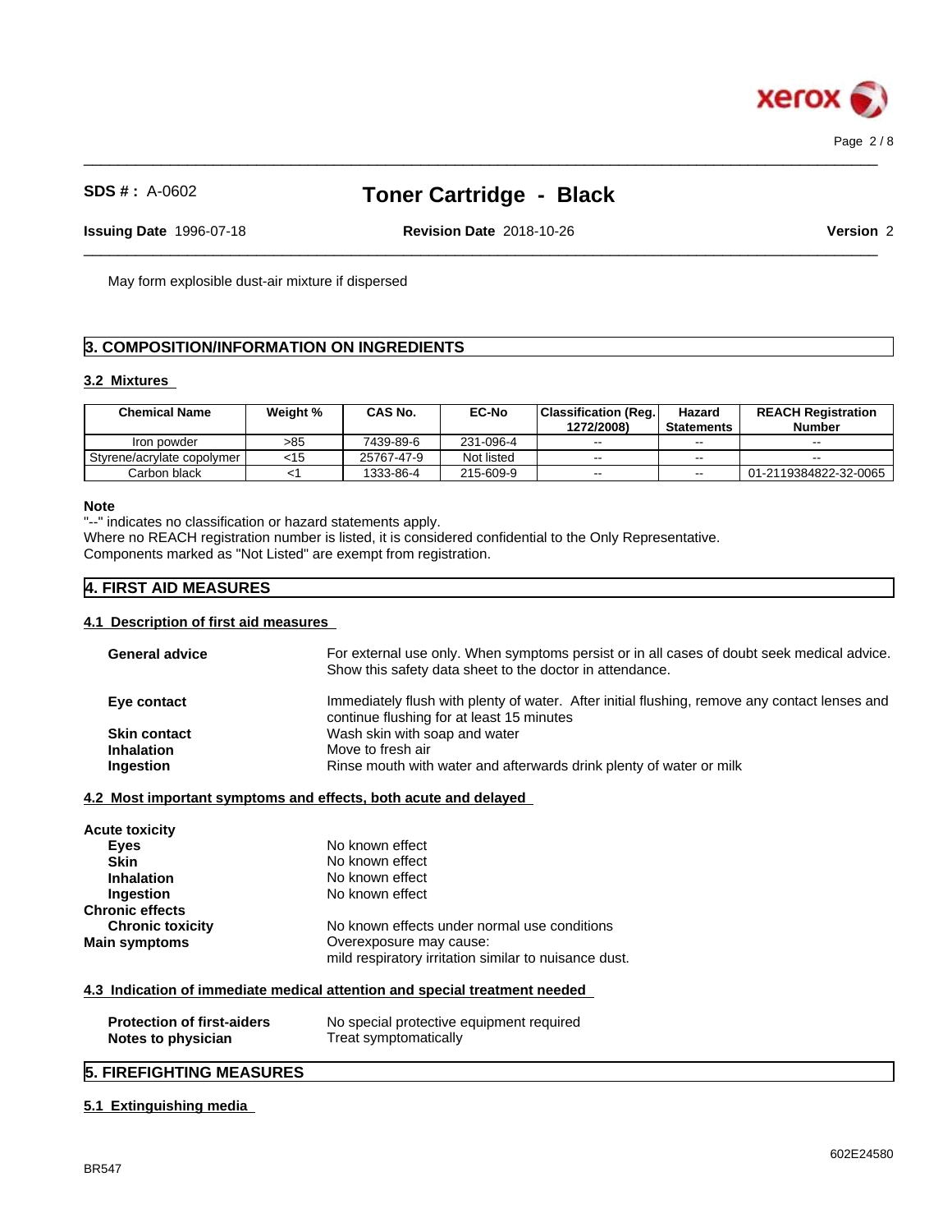May form explosible dust-air mixture if dispersed

## 3. COMPOSITION/INFORMATION ON INGREDIENTS

### 3.2 Mixtures

| Chemical Name | Weight % | CAS No. | EC-No | Classification (Reg. 1272/2008) | Hazard Statements | REACH Registration Number |
|---|---|---|---|---|---|---|
| Iron powder | >85 | 7439-89-6 | 231-096-4 | -- | -- | -- |
| Styrene/acrylate copolymer | <15 | 25767-47-9 | Not listed | -- | -- | -- |
| Carbon black | <1 | 1333-86-4 | 215-609-9 | -- | -- | 01-2119384822-32-0065 |

**Note**
"--" indicates no classification or hazard statements apply.
Where no REACH registration number is listed, it is considered confidential to the Only Representative.
Components marked as "Not Listed" are exempt from registration.

## 4. FIRST AID MEASURES

### 4.1 Description of first aid measures

**General advice** — For external use only. When symptoms persist or in all cases of doubt seek medical advice. Show this safety data sheet to the doctor in attendance.

**Eye contact** — Immediately flush with plenty of water. After initial flushing, remove any contact lenses and continue flushing for at least 15 minutes

**Skin contact** — Wash skin with soap and water

**Inhalation** — Move to fresh air

**Ingestion** — Rinse mouth with water and afterwards drink plenty of water or milk

### 4.2 Most important symptoms and effects, both acute and delayed

**Acute toxicity**

**Eyes** — No known effect

**Skin** — No known effect

**Inhalation** — No known effect

**Ingestion** — No known effect

**Chronic effects**

**Chronic toxicity** — No known effects under normal use conditions

**Main symptoms** — Overexposure may cause:
mild respiratory irritation similar to nuisance dust.

### 4.3 Indication of immediate medical attention and special treatment needed

**Protection of first-aiders** — No special protective equipment required

**Notes to physician** — Treat symptomatically

## 5. FIREFIGHTING MEASURES

### 5.1 Extinguishing media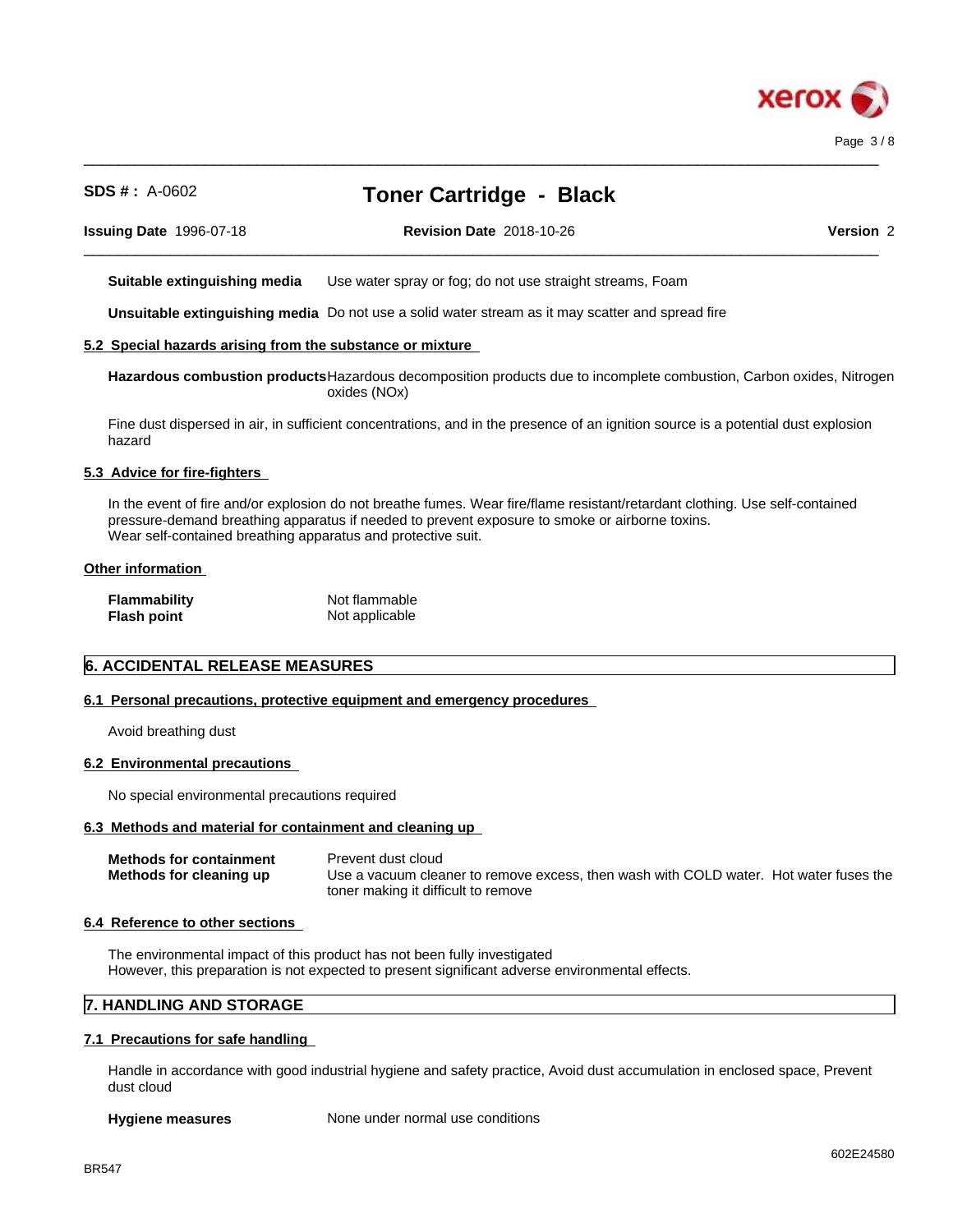**Suitable extinguishing media** Use water spray or fog; do not use straight streams, Foam

**Unsuitable extinguishing media** Do not use a solid water stream as it may scatter and spread fire

### 5.2 Special hazards arising from the substance or mixture

**Hazardous combustion products** Hazardous decomposition products due to incomplete combustion, Carbon oxides, Nitrogen oxides (NOx)

Fine dust dispersed in air, in sufficient concentrations, and in the presence of an ignition source is a potential dust explosion hazard

### 5.3 Advice for fire-fighters

In the event of fire and/or explosion do not breathe fumes. Wear fire/flame resistant/retardant clothing. Use self-contained pressure-demand breathing apparatus if needed to prevent exposure to smoke or airborne toxins.
Wear self-contained breathing apparatus and protective suit.

### Other information

| | |
|---|---|
| **Flammability** | Not flammable |
| **Flash point** | Not applicable |

## 6. ACCIDENTAL RELEASE MEASURES

### 6.1 Personal precautions, protective equipment and emergency procedures

Avoid breathing dust

### 6.2 Environmental precautions

No special environmental precautions required

### 6.3 Methods and material for containment and cleaning up

| | |
|---|---|
| **Methods for containment** | Prevent dust cloud |
| **Methods for cleaning up** | Use a vacuum cleaner to remove excess, then wash with COLD water. Hot water fuses the toner making it difficult to remove |

### 6.4 Reference to other sections

The environmental impact of this product has not been fully investigated
However, this preparation is not expected to present significant adverse environmental effects.

## 7. HANDLING AND STORAGE

### 7.1 Precautions for safe handling

Handle in accordance with good industrial hygiene and safety practice, Avoid dust accumulation in enclosed space, Prevent dust cloud

**Hygiene measures** None under normal use conditions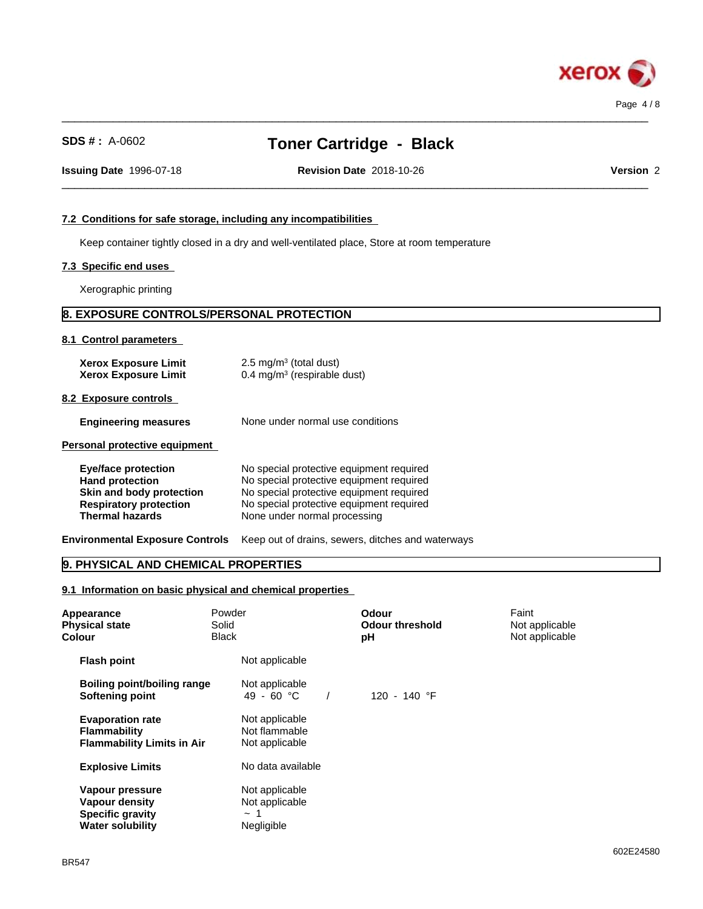### 7.2 Conditions for safe storage, including any incompatibilities

Keep container tightly closed in a dry and well-ventilated place, Store at room temperature

### 7.3 Specific end uses

Xerographic printing

## 8. EXPOSURE CONTROLS/PERSONAL PROTECTION

### 8.1 Control parameters

| | |
|---|---|
| **Xerox Exposure Limit** | 2.5 mg/m³ (total dust) |
| **Xerox Exposure Limit** | 0.4 mg/m³ (respirable dust) |

### 8.2 Exposure controls

| | |
|---|---|
| **Engineering measures** | None under normal use conditions |

**Personal protective equipment**

| | |
|---|---|
| **Eye/face protection** | No special protective equipment required |
| **Hand protection** | No special protective equipment required |
| **Skin and body protection** | No special protective equipment required |
| **Respiratory protection** | No special protective equipment required |
| **Thermal hazards** | None under normal processing |

**Environmental Exposure Controls** Keep out of drains, sewers, ditches and waterways

## 9. PHYSICAL AND CHEMICAL PROPERTIES

### 9.1 Information on basic physical and chemical properties

| | | | |
|---|---|---|---|
| **Appearance** | Powder | **Odour** | Faint |
| **Physical state** | Solid | **Odour threshold** | Not applicable |
| **Colour** | Black | **pH** | Not applicable |

| | | |
|---|---|---|
| **Flash point** | Not applicable | |
| **Boiling point/boiling range** | Not applicable | |
| **Softening point** | 49 - 60 °C | / 120 - 140 °F |
| **Evaporation rate** | Not applicable | |
| **Flammability** | Not flammable | |
| **Flammability Limits in Air** | Not applicable | |
| **Explosive Limits** | No data available | |
| **Vapour pressure** | Not applicable | |
| **Vapour density** | Not applicable | |
| **Specific gravity** | ~ 1 | |
| **Water solubility** | Negligible | |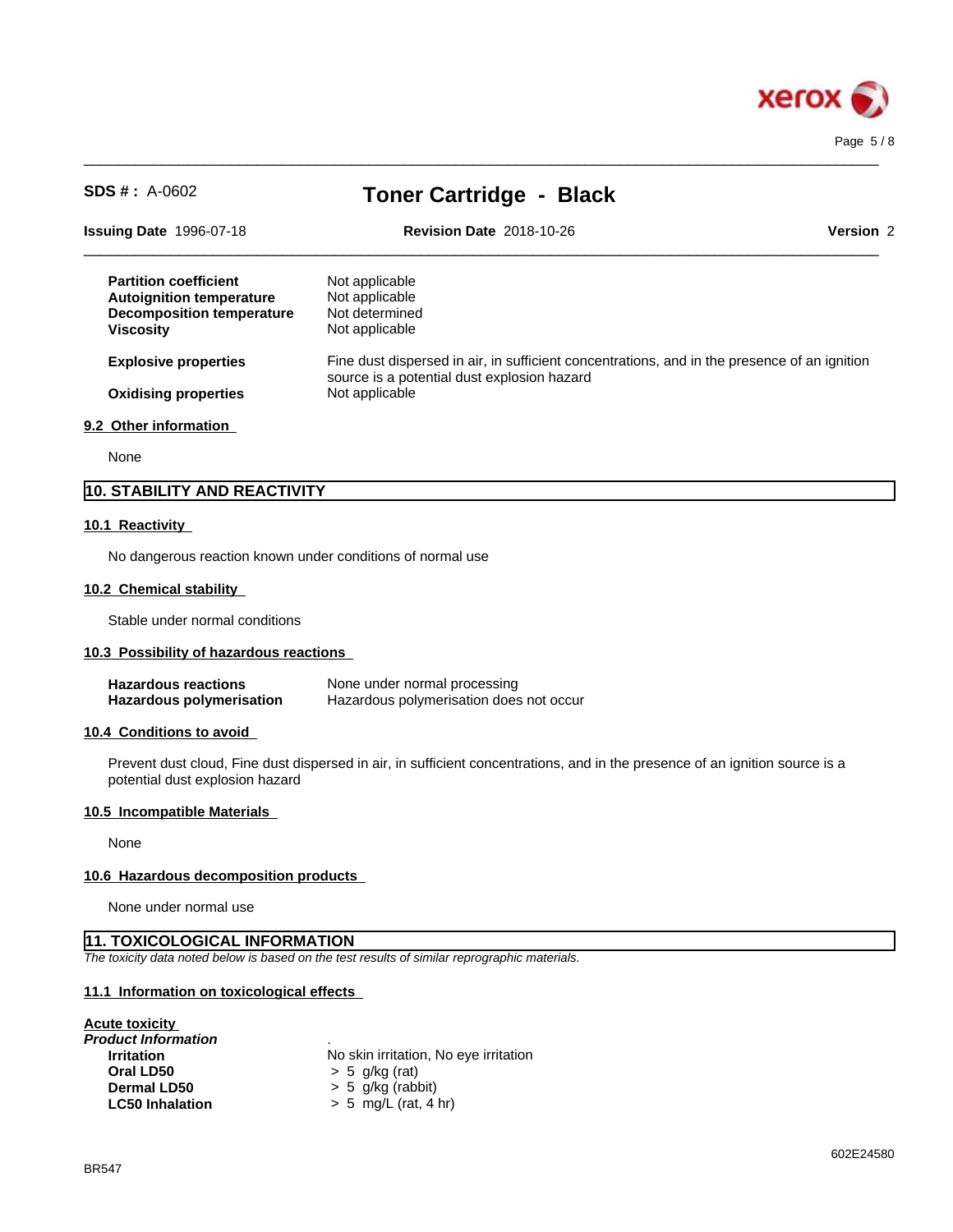| | |
|---|---|
| **Partition coefficient** | Not applicable |
| **Autoignition temperature** | Not applicable |
| **Decomposition temperature** | Not determined |
| **Viscosity** | Not applicable |
| **Explosive properties** | Fine dust dispersed in air, in sufficient concentrations, and in the presence of an ignition source is a potential dust explosion hazard |
| **Oxidising properties** | Not applicable |

### 9.2 Other information

None

## 10. STABILITY AND REACTIVITY

### 10.1 Reactivity

No dangerous reaction known under conditions of normal use

### 10.2 Chemical stability

Stable under normal conditions

### 10.3 Possibility of hazardous reactions

| | |
|---|---|
| **Hazardous reactions** | None under normal processing |
| **Hazardous polymerisation** | Hazardous polymerisation does not occur |

### 10.4 Conditions to avoid

Prevent dust cloud, Fine dust dispersed in air, in sufficient concentrations, and in the presence of an ignition source is a potential dust explosion hazard

### 10.5 Incompatible Materials

None

### 10.6 Hazardous decomposition products

None under normal use

## 11. TOXICOLOGICAL INFORMATION

*The toxicity data noted below is based on the test results of similar reprographic materials.*

### 11.1 Information on toxicological effects

**Acute toxicity**

***Product Information*** .

| | |
|---|---|
| **Irritation** | No skin irritation, No eye irritation |
| **Oral LD50** | > 5 g/kg (rat) |
| **Dermal LD50** | > 5 g/kg (rabbit) |
| **LC50 Inhalation** | > 5 mg/L (rat, 4 hr) |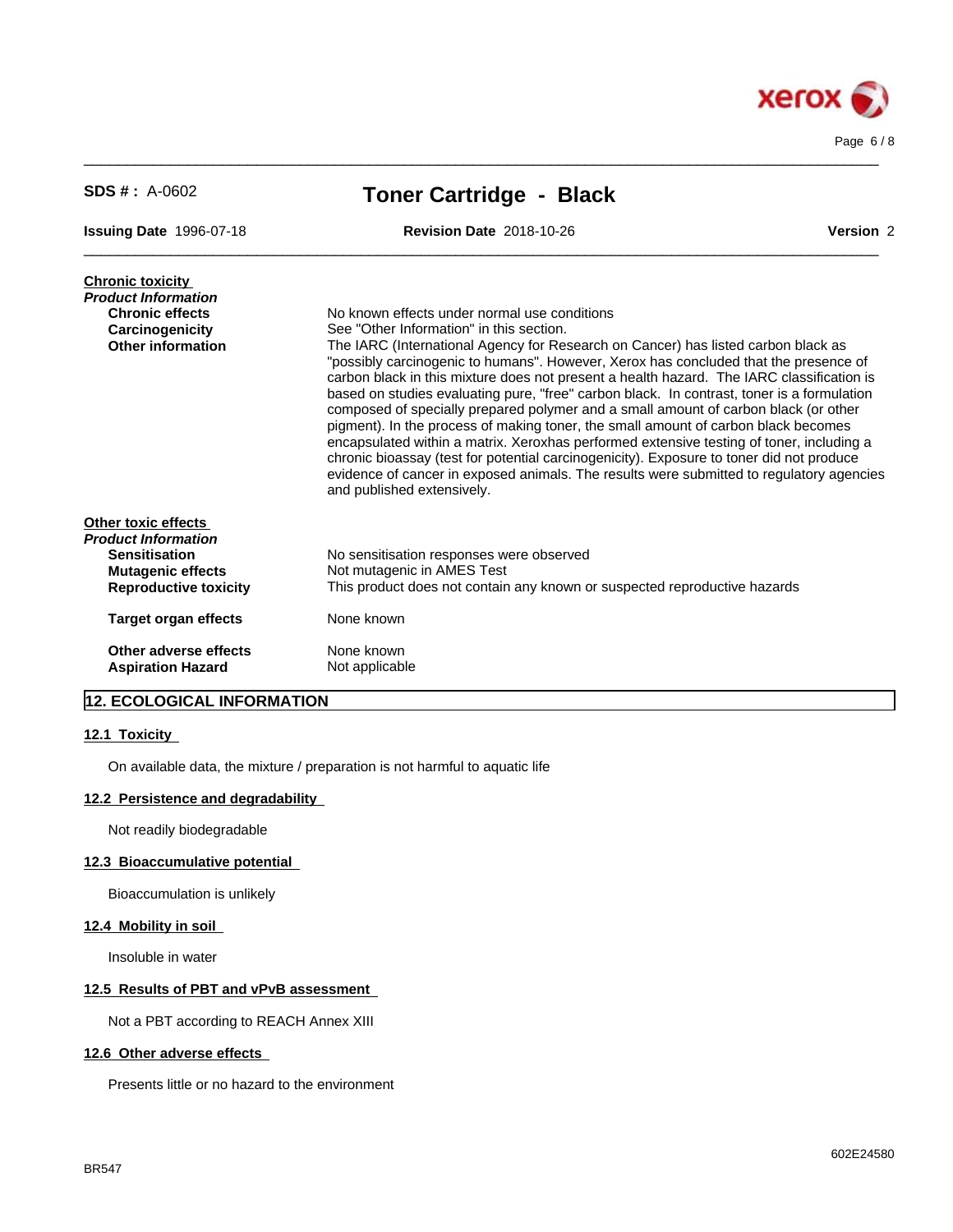**Chronic toxicity**

*Product Information*

| | |
|---|---|
| **Chronic effects** | No known effects under normal use conditions |
| **Carcinogenicity** | See "Other Information" in this section. |
| **Other information** | The IARC (International Agency for Research on Cancer) has listed carbon black as "possibly carcinogenic to humans". However, Xerox has concluded that the presence of carbon black in this mixture does not present a health hazard. The IARC classification is based on studies evaluating pure, "free" carbon black. In contrast, toner is a formulation composed of specially prepared polymer and a small amount of carbon black (or other pigment). In the process of making toner, the small amount of carbon black becomes encapsulated within a matrix. Xeroxhas performed extensive testing of toner, including a chronic bioassay (test for potential carcinogenicity). Exposure to toner did not produce evidence of cancer in exposed animals. The results were submitted to regulatory agencies and published extensively. |

**Other toxic effects**

*Product Information*

| | |
|---|---|
| **Sensitisation** | No sensitisation responses were observed |
| **Mutagenic effects** | Not mutagenic in AMES Test |
| **Reproductive toxicity** | This product does not contain any known or suspected reproductive hazards |
| **Target organ effects** | None known |
| **Other adverse effects** | None known |
| **Aspiration Hazard** | Not applicable |

## 12. ECOLOGICAL INFORMATION

### 12.1 Toxicity

On available data, the mixture / preparation is not harmful to aquatic life

### 12.2 Persistence and degradability

Not readily biodegradable

### 12.3 Bioaccumulative potential

Bioaccumulation is unlikely

### 12.4 Mobility in soil

Insoluble in water

### 12.5 Results of PBT and vPvB assessment

Not a PBT according to REACH Annex XIII

### 12.6 Other adverse effects

Presents little or no hazard to the environment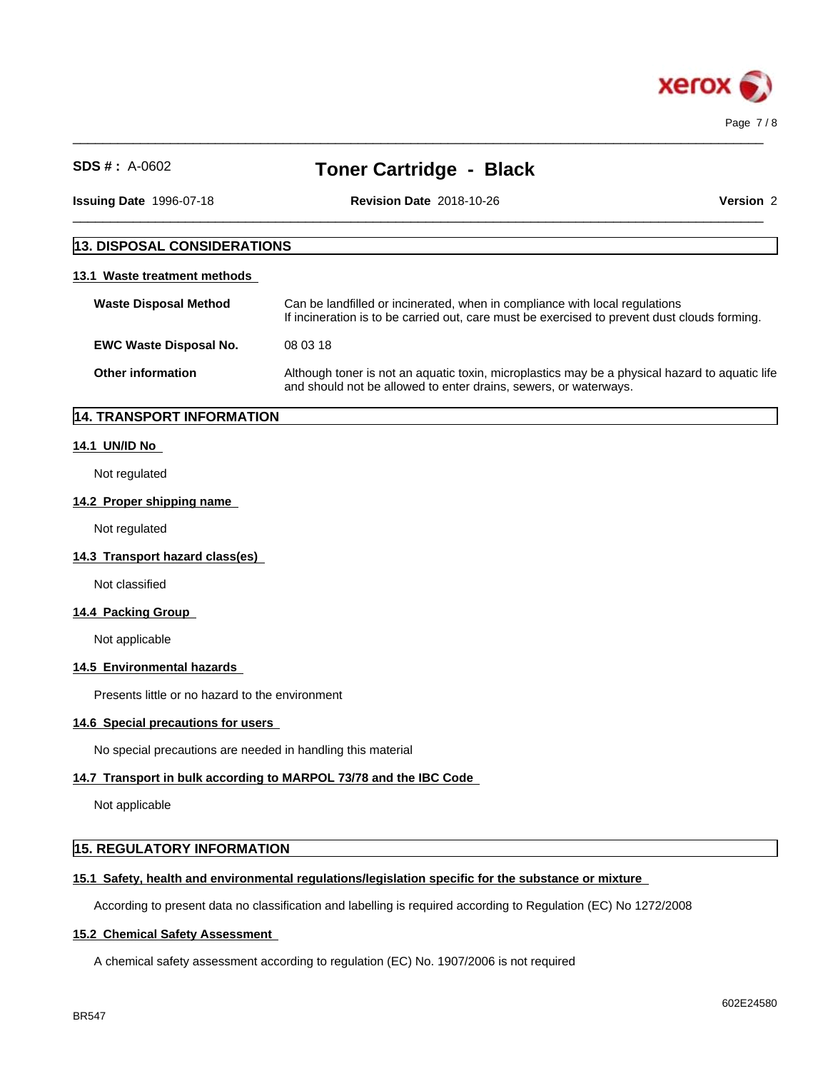## 13. DISPOSAL CONSIDERATIONS

### 13.1 Waste treatment methods

| | |
|---|---|
| **Waste Disposal Method** | Can be landfilled or incinerated, when in compliance with local regulations<br>If incineration is to be carried out, care must be exercised to prevent dust clouds forming. |
| **EWC Waste Disposal No.** | 08 03 18 |
| **Other information** | Although toner is not an aquatic toxin, microplastics may be a physical hazard to aquatic life and should not be allowed to enter drains, sewers, or waterways. |

## 14. TRANSPORT INFORMATION

### 14.1 UN/ID No

Not regulated

### 14.2 Proper shipping name

Not regulated

### 14.3 Transport hazard class(es)

Not classified

### 14.4 Packing Group

Not applicable

### 14.5 Environmental hazards

Presents little or no hazard to the environment

### 14.6 Special precautions for users

No special precautions are needed in handling this material

### 14.7 Transport in bulk according to MARPOL 73/78 and the IBC Code

Not applicable

## 15. REGULATORY INFORMATION

### 15.1 Safety, health and environmental regulations/legislation specific for the substance or mixture

According to present data no classification and labelling is required according to Regulation (EC) No 1272/2008

### 15.2 Chemical Safety Assessment

A chemical safety assessment according to regulation (EC) No. 1907/2006 is not required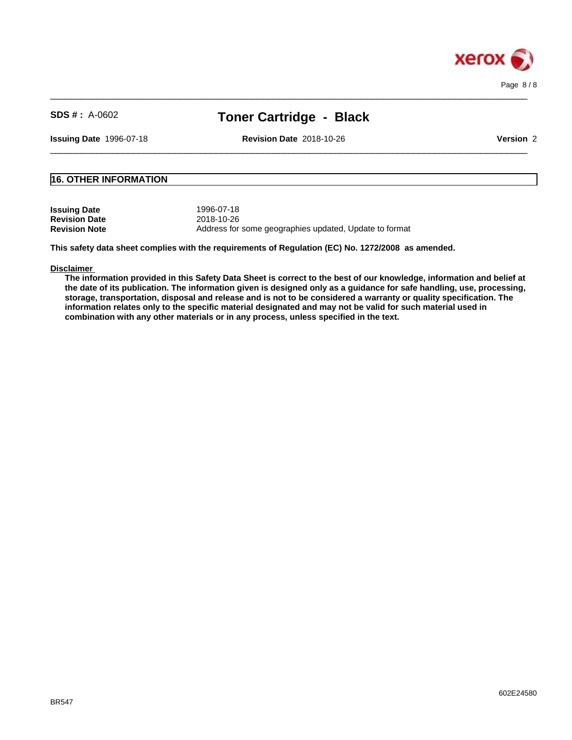## 16. OTHER INFORMATION

| | |
|---|---|
| **Issuing Date** | 1996-07-18 |
| **Revision Date** | 2018-10-26 |
| **Revision Note** | Address for some geographies updated, Update to format |

**This safety data sheet complies with the requirements of Regulation (EC) No. 1272/2008 as amended.**

**Disclaimer**

**The information provided in this Safety Data Sheet is correct to the best of our knowledge, information and belief at the date of its publication. The information given is designed only as a guidance for safe handling, use, processing, storage, transportation, disposal and release and is not to be considered a warranty or quality specification. The information relates only to the specific material designated and may not be valid for such material used in combination with any other materials or in any process, unless specified in the text.**